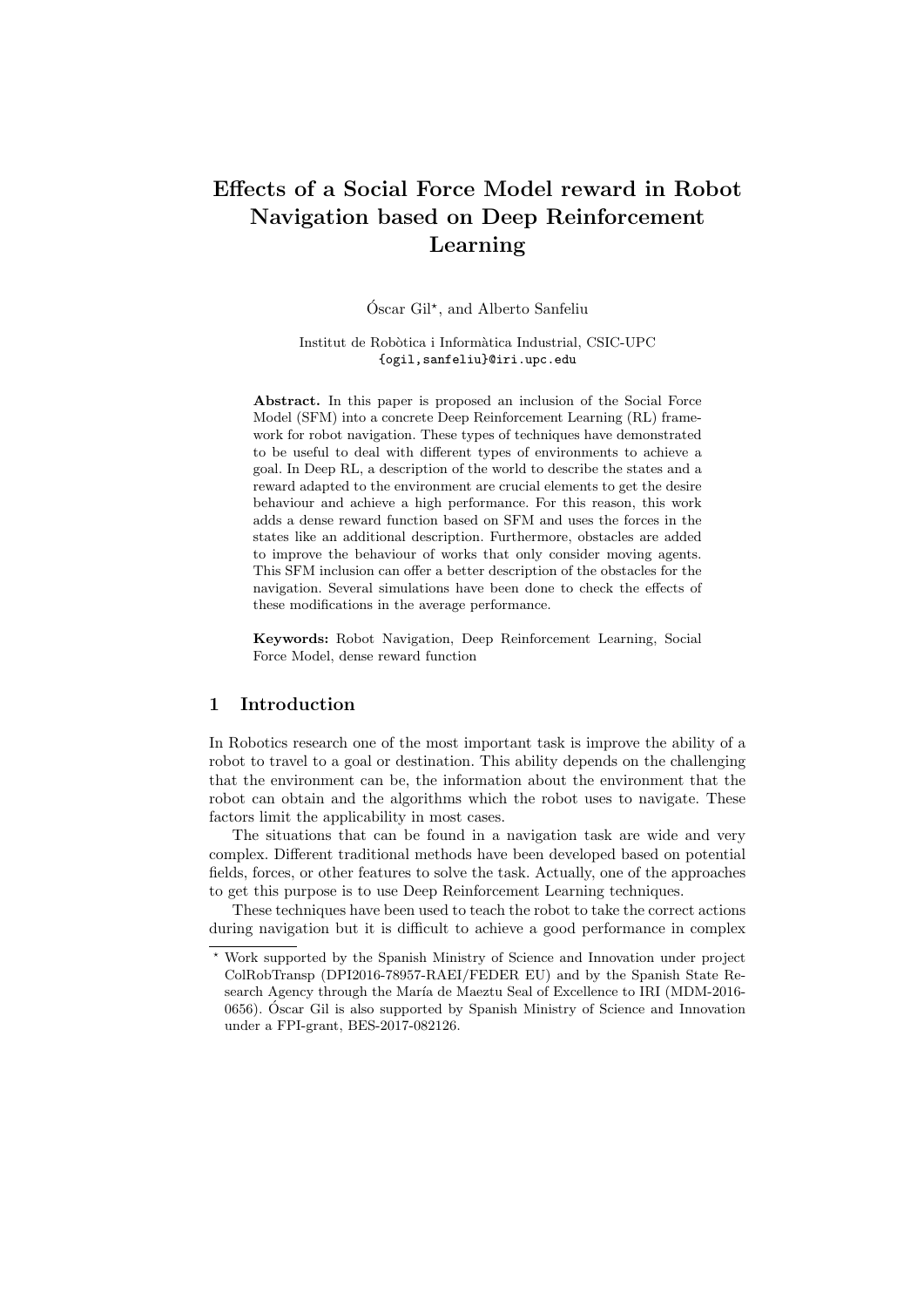# Effects of a Social Force Model reward in Robot Navigation based on Deep Reinforcement Learning

Óscar Gil*, and Alberto Sanfeliu

Institut de Robòtica i Informàtica Industrial, CSIC-UPC
{ogil,sanfeliu}@iri.upc.edu

**Abstract.** In this paper is proposed an inclusion of the Social Force Model (SFM) into a concrete Deep Reinforcement Learning (RL) framework for robot navigation. These types of techniques have demonstrated to be useful to deal with different types of environments to achieve a goal. In Deep RL, a description of the world to describe the states and a reward adapted to the environment are crucial elements to get the desire behaviour and achieve a high performance. For this reason, this work adds a dense reward function based on SFM and uses the forces in the states like an additional description. Furthermore, obstacles are added to improve the behaviour of works that only consider moving agents. This SFM inclusion can offer a better description of the obstacles for the navigation. Several simulations have been done to check the effects of these modifications in the average performance.

**Keywords:** Robot Navigation, Deep Reinforcement Learning, Social Force Model, dense reward function

## 1 Introduction

In Robotics research one of the most important task is improve the ability of a robot to travel to a goal or destination. This ability depends on the challenging that the environment can be, the information about the environment that the robot can obtain and the algorithms which the robot uses to navigate. These factors limit the applicability in most cases.

The situations that can be found in a navigation task are wide and very complex. Different traditional methods have been developed based on potential fields, forces, or other features to solve the task. Actually, one of the approaches to get this purpose is to use Deep Reinforcement Learning techniques.

These techniques have been used to teach the robot to take the correct actions during navigation but it is difficult to achieve a good performance in complex

* Work supported by the Spanish Ministry of Science and Innovation under project ColRobTransp (DPI2016-78957-RAEI/FEDER EU) and by the Spanish State Research Agency through the María de Maeztu Seal of Excellence to IRI (MDM-2016-0656). Óscar Gil is also supported by Spanish Ministry of Science and Innovation under a FPI-grant, BES-2017-082126.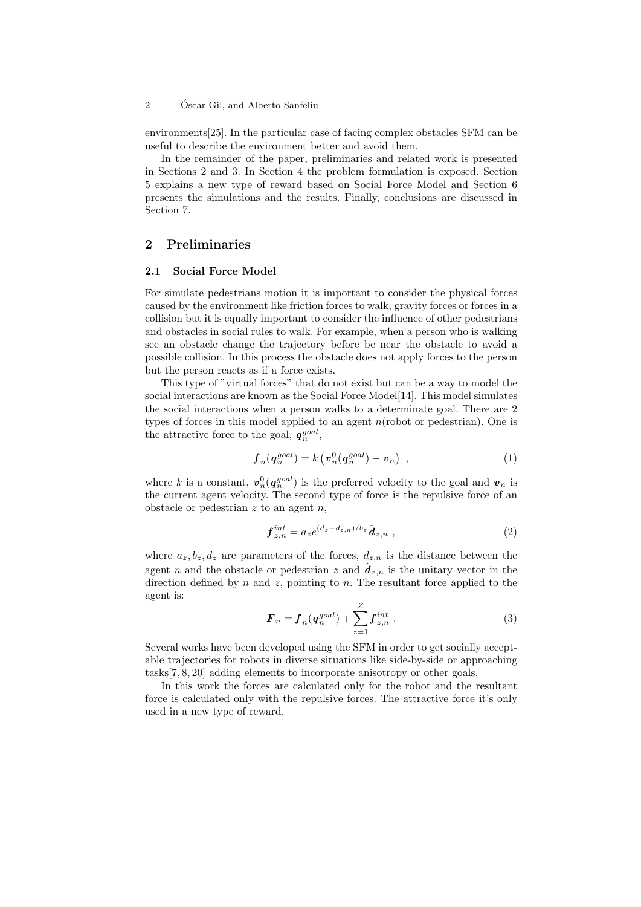environments[25]. In the particular case of facing complex obstacles SFM can be useful to describe the environment better and avoid them.

In the remainder of the paper, preliminaries and related work is presented in Sections 2 and 3. In Section 4 the problem formulation is exposed. Section 5 explains a new type of reward based on Social Force Model and Section 6 presents the simulations and the results. Finally, conclusions are discussed in Section 7.

## 2 Preliminaries

### 2.1 Social Force Model

For simulate pedestrians motion it is important to consider the physical forces caused by the environment like friction forces to walk, gravity forces or forces in a collision but it is equally important to consider the influence of other pedestrians and obstacles in social rules to walk. For example, when a person who is walking see an obstacle change the trajectory before be near the obstacle to avoid a possible collision. In this process the obstacle does not apply forces to the person but the person reacts as if a force exists.

This type of "virtual forces" that do not exist but can be a way to model the social interactions are known as the Social Force Model[14]. This model simulates the social interactions when a person walks to a determinate goal. There are 2 types of forces in this model applied to an agent $n$(robot or pedestrian). One is the attractive force to the goal, $\boldsymbol{q}_n^{goal}$,

$$\boldsymbol{f}_n(\boldsymbol{q}_n^{goal}) = k\left(\boldsymbol{v}_n^0(\boldsymbol{q}_n^{goal}) - \boldsymbol{v}_n\right) \ , \tag{1}$$

where $k$ is a constant, $\boldsymbol{v}_n^0(\boldsymbol{q}_n^{goal})$ is the preferred velocity to the goal and $\boldsymbol{v}_n$ is the current agent velocity. The second type of force is the repulsive force of an obstacle or pedestrian $z$ to an agent $n$,

$$\boldsymbol{f}_{z,n}^{int} = a_z e^{(d_z - d_{z,n})/b_z} \hat{\boldsymbol{d}}_{z,n} \ , \tag{2}$$

where $a_z, b_z, d_z$ are parameters of the forces, $d_{z,n}$ is the distance between the agent $n$ and the obstacle or pedestrian $z$ and $\hat{\boldsymbol{d}}_{z,n}$ is the unitary vector in the direction defined by $n$ and $z$, pointing to $n$. The resultant force applied to the agent is:

$$\boldsymbol{F}_n = \boldsymbol{f}_n(\boldsymbol{q}_n^{goal}) + \sum_{z=1}^{Z} \boldsymbol{f}_{z,n}^{int} \ . \tag{3}$$

Several works have been developed using the SFM in order to get socially acceptable trajectories for robots in diverse situations like side-by-side or approaching tasks[7, 8, 20] adding elements to incorporate anisotropy or other goals.

In this work the forces are calculated only for the robot and the resultant force is calculated only with the repulsive forces. The attractive force it's only used in a new type of reward.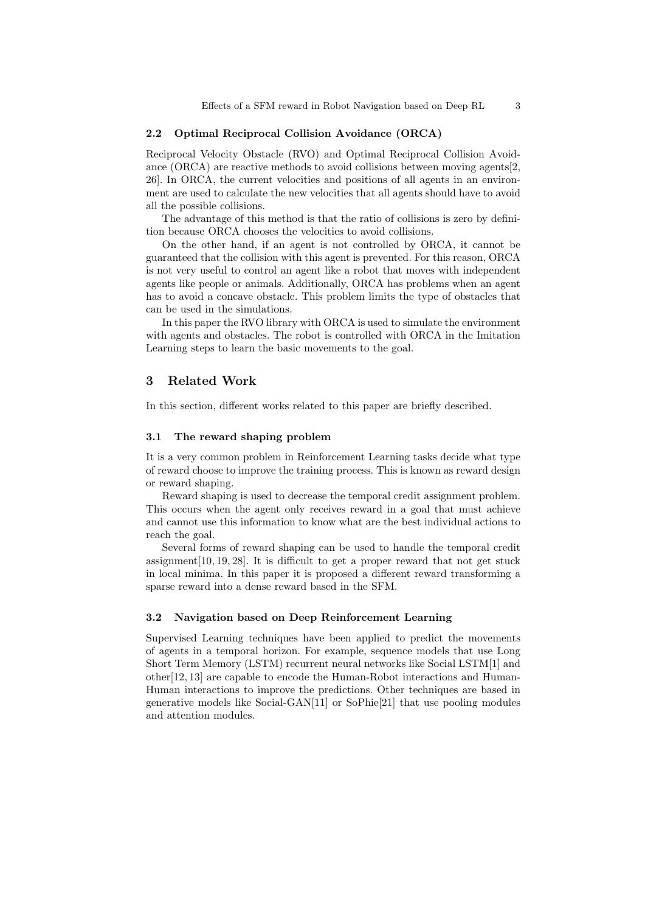### 2.2 Optimal Reciprocal Collision Avoidance (ORCA)

Reciprocal Velocity Obstacle (RVO) and Optimal Reciprocal Collision Avoidance (ORCA) are reactive methods to avoid collisions between moving agents[2, 26]. In ORCA, the current velocities and positions of all agents in an environment are used to calculate the new velocities that all agents should have to avoid all the possible collisions.

The advantage of this method is that the ratio of collisions is zero by definition because ORCA chooses the velocities to avoid collisions.

On the other hand, if an agent is not controlled by ORCA, it cannot be guaranteed that the collision with this agent is prevented. For this reason, ORCA is not very useful to control an agent like a robot that moves with independent agents like people or animals. Additionally, ORCA has problems when an agent has to avoid a concave obstacle. This problem limits the type of obstacles that can be used in the simulations.

In this paper the RVO library with ORCA is used to simulate the environment with agents and obstacles. The robot is controlled with ORCA in the Imitation Learning steps to learn the basic movements to the goal.

## 3 Related Work

In this section, different works related to this paper are briefly described.

### 3.1 The reward shaping problem

It is a very common problem in Reinforcement Learning tasks decide what type of reward choose to improve the training process. This is known as reward design or reward shaping.

Reward shaping is used to decrease the temporal credit assignment problem. This occurs when the agent only receives reward in a goal that must achieve and cannot use this information to know what are the best individual actions to reach the goal.

Several forms of reward shaping can be used to handle the temporal credit assignment[10, 19, 28]. It is difficult to get a proper reward that not get stuck in local minima. In this paper it is proposed a different reward transforming a sparse reward into a dense reward based in the SFM.

### 3.2 Navigation based on Deep Reinforcement Learning

Supervised Learning techniques have been applied to predict the movements of agents in a temporal horizon. For example, sequence models that use Long Short Term Memory (LSTM) recurrent neural networks like Social LSTM[1] and other[12, 13] are capable to encode the Human-Robot interactions and Human-Human interactions to improve the predictions. Other techniques are based in generative models like Social-GAN[11] or SoPhie[21] that use pooling modules and attention modules.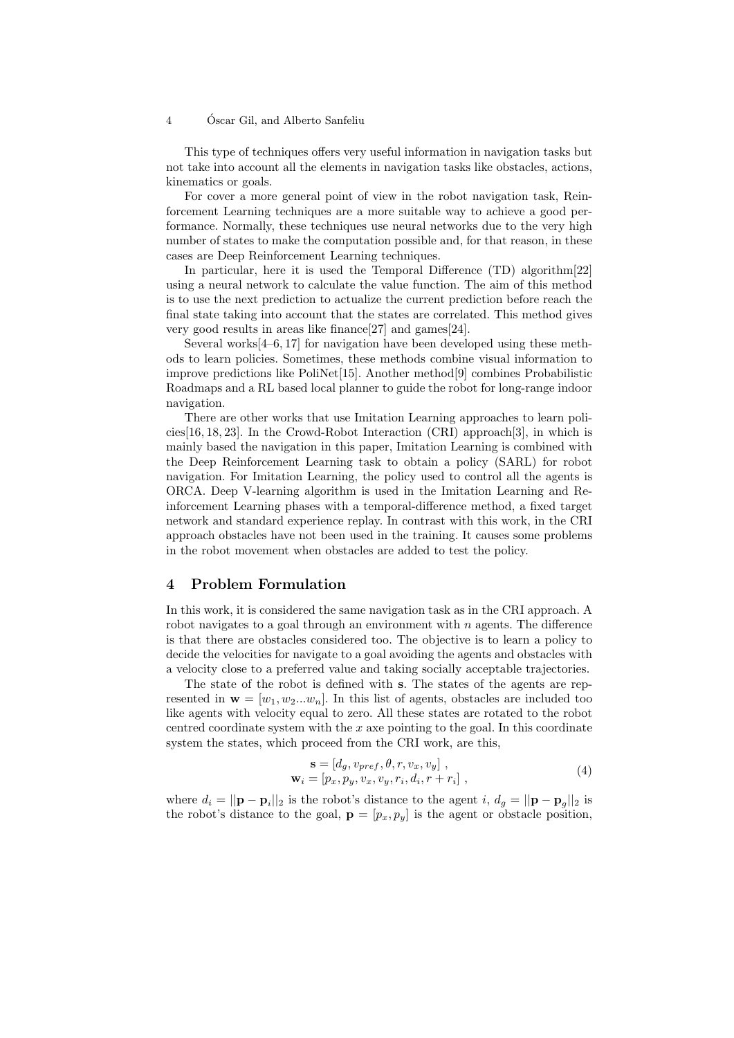This type of techniques offers very useful information in navigation tasks but not take into account all the elements in navigation tasks like obstacles, actions, kinematics or goals.

For cover a more general point of view in the robot navigation task, Reinforcement Learning techniques are a more suitable way to achieve a good performance. Normally, these techniques use neural networks due to the very high number of states to make the computation possible and, for that reason, in these cases are Deep Reinforcement Learning techniques.

In particular, here it is used the Temporal Difference (TD) algorithm[22] using a neural network to calculate the value function. The aim of this method is to use the next prediction to actualize the current prediction before reach the final state taking into account that the states are correlated. This method gives very good results in areas like finance[27] and games[24].

Several works[4–6, 17] for navigation have been developed using these methods to learn policies. Sometimes, these methods combine visual information to improve predictions like PoliNet[15]. Another method[9] combines Probabilistic Roadmaps and a RL based local planner to guide the robot for long-range indoor navigation.

There are other works that use Imitation Learning approaches to learn policies[16, 18, 23]. In the Crowd-Robot Interaction (CRI) approach[3], in which is mainly based the navigation in this paper, Imitation Learning is combined with the Deep Reinforcement Learning task to obtain a policy (SARL) for robot navigation. For Imitation Learning, the policy used to control all the agents is ORCA. Deep V-learning algorithm is used in the Imitation Learning and Reinforcement Learning phases with a temporal-difference method, a fixed target network and standard experience replay. In contrast with this work, in the CRI approach obstacles have not been used in the training. It causes some problems in the robot movement when obstacles are added to test the policy.

## 4 Problem Formulation

In this work, it is considered the same navigation task as in the CRI approach. A robot navigates to a goal through an environment with $n$ agents. The difference is that there are obstacles considered too. The objective is to learn a policy to decide the velocities for navigate to a goal avoiding the agents and obstacles with a velocity close to a preferred value and taking socially acceptable trajectories.

The state of the robot is defined with $\mathbf{s}$. The states of the agents are represented in $\mathbf{w} = [w_1, w_2...w_n]$. In this list of agents, obstacles are included too like agents with velocity equal to zero. All these states are rotated to the robot centred coordinate system with the $x$ axe pointing to the goal. In this coordinate system the states, which proceed from the CRI work, are this,

$$\begin{aligned} \mathbf{s} &= [d_g, v_{pref}, \theta, r, v_x, v_y] \ , \\ \mathbf{w}_i &= [p_x, p_y, v_x, v_y, r_i, d_i, r + r_i] \ , \end{aligned} \tag{4}$$

where $d_i = ||\mathbf{p} - \mathbf{p}_i||_2$ is the robot's distance to the agent $i$, $d_g = ||\mathbf{p} - \mathbf{p}_g||_2$ is the robot's distance to the goal, $\mathbf{p} = [p_x, p_y]$ is the agent or obstacle position,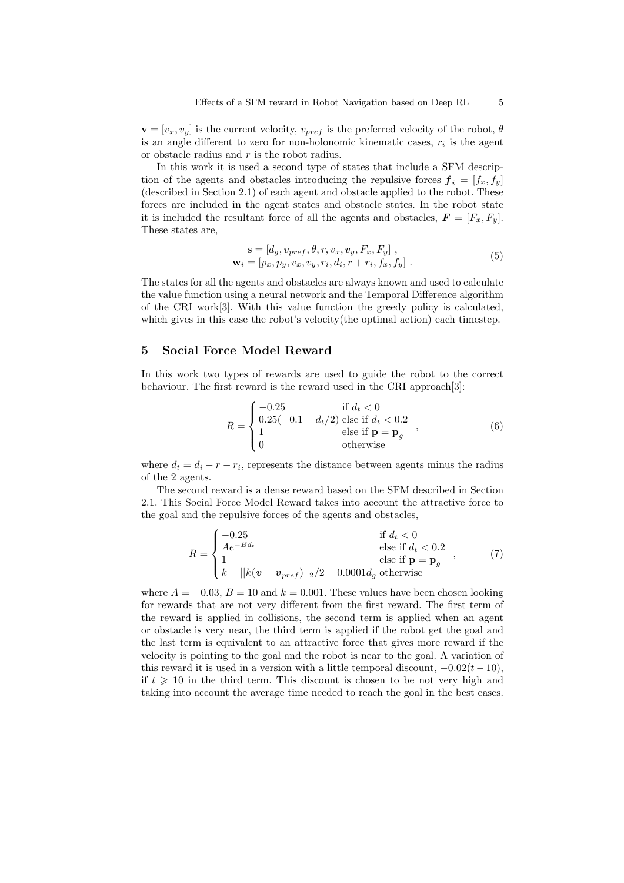$\mathbf{v} = [v_x, v_y]$ is the current velocity, $v_{pref}$ is the preferred velocity of the robot, $\theta$ is an angle different to zero for non-holonomic kinematic cases, $r_i$ is the agent or obstacle radius and $r$ is the robot radius.

In this work it is used a second type of states that include a SFM description of the agents and obstacles introducing the repulsive forces $\boldsymbol{f}_i = [f_x, f_y]$ (described in Section 2.1) of each agent and obstacle applied to the robot. These forces are included in the agent states and obstacle states. In the robot state it is included the resultant force of all the agents and obstacles, $\boldsymbol{F} = [F_x, F_y]$. These states are,

$$
\begin{aligned}
\mathbf{s} &= [d_g, v_{pref}, \theta, r, v_x, v_y, F_x, F_y] \ , \\
\mathbf{w}_i &= [p_x, p_y, v_x, v_y, r_i, d_i, r + r_i, f_x, f_y] \ .
\end{aligned}
\tag{5}
$$

The states for all the agents and obstacles are always known and used to calculate the value function using a neural network and the Temporal Difference algorithm of the CRI work[3]. With this value function the greedy policy is calculated, which gives in this case the robot's velocity(the optimal action) each timestep.

## 5 Social Force Model Reward

In this work two types of rewards are used to guide the robot to the correct behaviour. The first reward is the reward used in the CRI approach[3]:

$$
R = \begin{cases} -0.25 & \text{if } d_t < 0 \\ 0.25(-0.1 + d_t/2) & \text{else if } d_t < 0.2 \\ 1 & \text{else if } \mathbf{p} = \mathbf{p}_g \\ 0 & \text{otherwise} \end{cases} \ , \tag{6}
$$

where $d_t = d_i - r - r_i$, represents the distance between agents minus the radius of the 2 agents.

The second reward is a dense reward based on the SFM described in Section 2.1. This Social Force Model Reward takes into account the attractive force to the goal and the repulsive forces of the agents and obstacles,

$$
R = \begin{cases} -0.25 & \text{if } d_t < 0 \\ Ae^{-Bd_t} & \text{else if } d_t < 0.2 \\ 1 & \text{else if } \mathbf{p} = \mathbf{p}_g \\ k - ||k(\boldsymbol{v} - \boldsymbol{v}_{pref})||_2/2 - 0.0001 d_g & \text{otherwise} \end{cases} \ , \tag{7}
$$

where $A = -0.03$, $B = 10$ and $k = 0.001$. These values have been chosen looking for rewards that are not very different from the first reward. The first term of the reward is applied in collisions, the second term is applied when an agent or obstacle is very near, the third term is applied if the robot get the goal and the last term is equivalent to an attractive force that gives more reward if the velocity is pointing to the goal and the robot is near to the goal. A variation of this reward it is used in a version with a little temporal discount, $-0.02(t - 10)$, if $t \geqslant 10$ in the third term. This discount is chosen to be not very high and taking into account the average time needed to reach the goal in the best cases.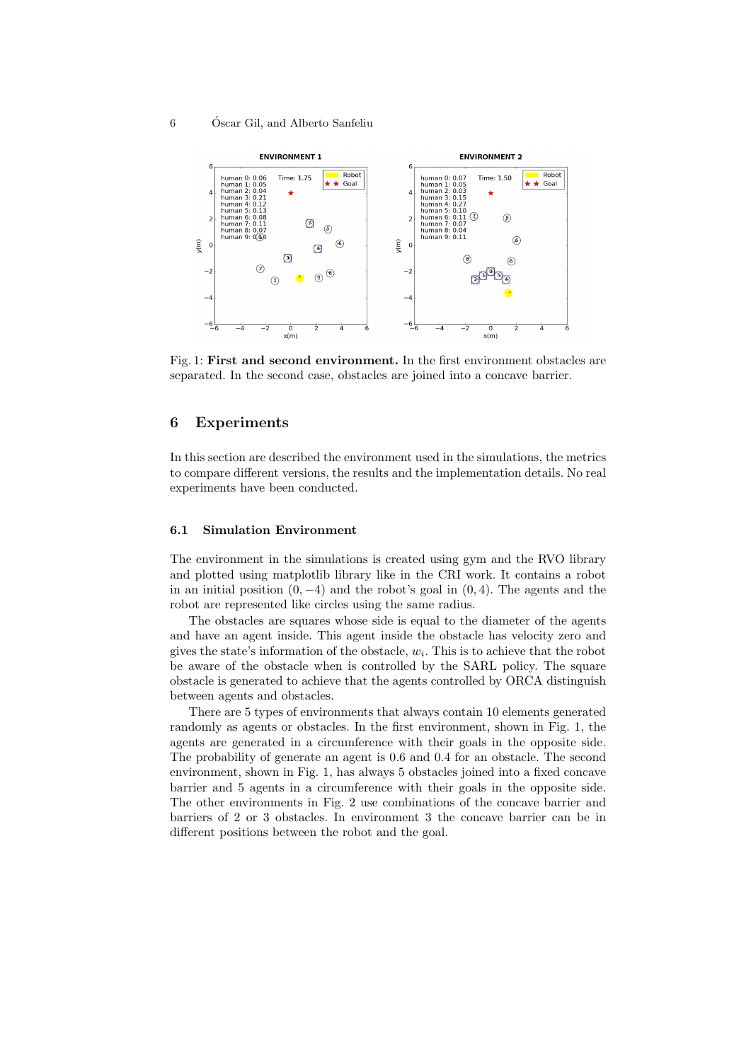Fig. 1: **First and second environment.** In the first environment obstacles are separated. In the second case, obstacles are joined into a concave barrier.

## 6 Experiments

In this section are described the environment used in the simulations, the metrics to compare different versions, the results and the implementation details. No real experiments have been conducted.

### 6.1 Simulation Environment

The environment in the simulations is created using gym and the RVO library and plotted using matplotlib library like in the CRI work. It contains a robot in an initial position $(0, -4)$ and the robot's goal in $(0, 4)$. The agents and the robot are represented like circles using the same radius.

The obstacles are squares whose side is equal to the diameter of the agents and have an agent inside. This agent inside the obstacle has velocity zero and gives the state's information of the obstacle, $w_i$. This is to achieve that the robot be aware of the obstacle when is controlled by the SARL policy. The square obstacle is generated to achieve that the agents controlled by ORCA distinguish between agents and obstacles.

There are 5 types of environments that always contain 10 elements generated randomly as agents or obstacles. In the first environment, shown in Fig. 1, the agents are generated in a circumference with their goals in the opposite side. The probability of generate an agent is 0.6 and 0.4 for an obstacle. The second environment, shown in Fig. 1, has always 5 obstacles joined into a fixed concave barrier and 5 agents in a circumference with their goals in the opposite side. The other environments in Fig. 2 use combinations of the concave barrier and barriers of 2 or 3 obstacles. In environment 3 the concave barrier can be in different positions between the robot and the goal.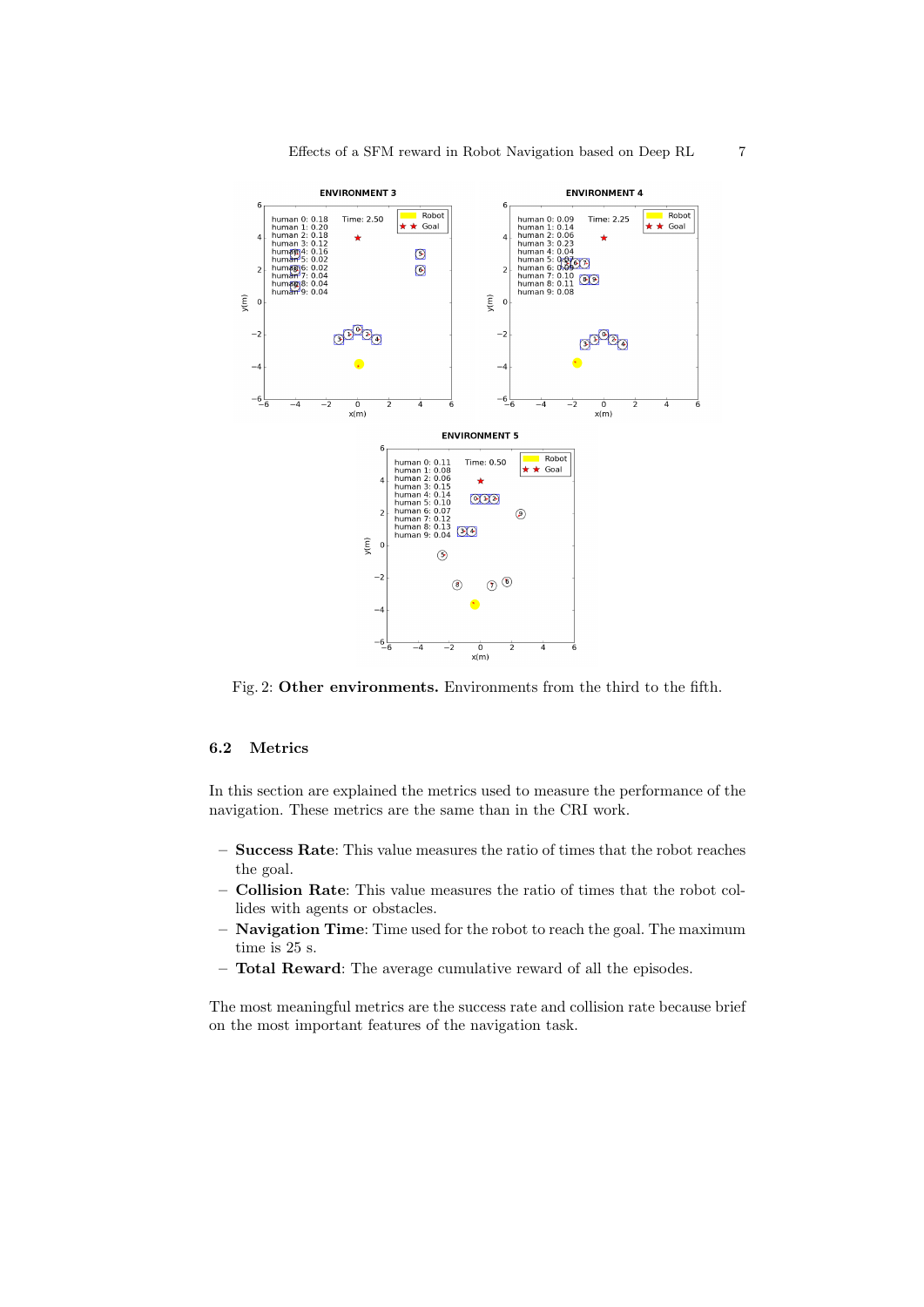Fig. 2: **Other environments.** Environments from the third to the fifth.

### 6.2 Metrics

In this section are explained the metrics used to measure the performance of the navigation. These metrics are the same than in the CRI work.

- **Success Rate**: This value measures the ratio of times that the robot reaches the goal.
- **Collision Rate**: This value measures the ratio of times that the robot collides with agents or obstacles.
- **Navigation Time**: Time used for the robot to reach the goal. The maximum time is 25 s.
- **Total Reward**: The average cumulative reward of all the episodes.

The most meaningful metrics are the success rate and collision rate because brief on the most important features of the navigation task.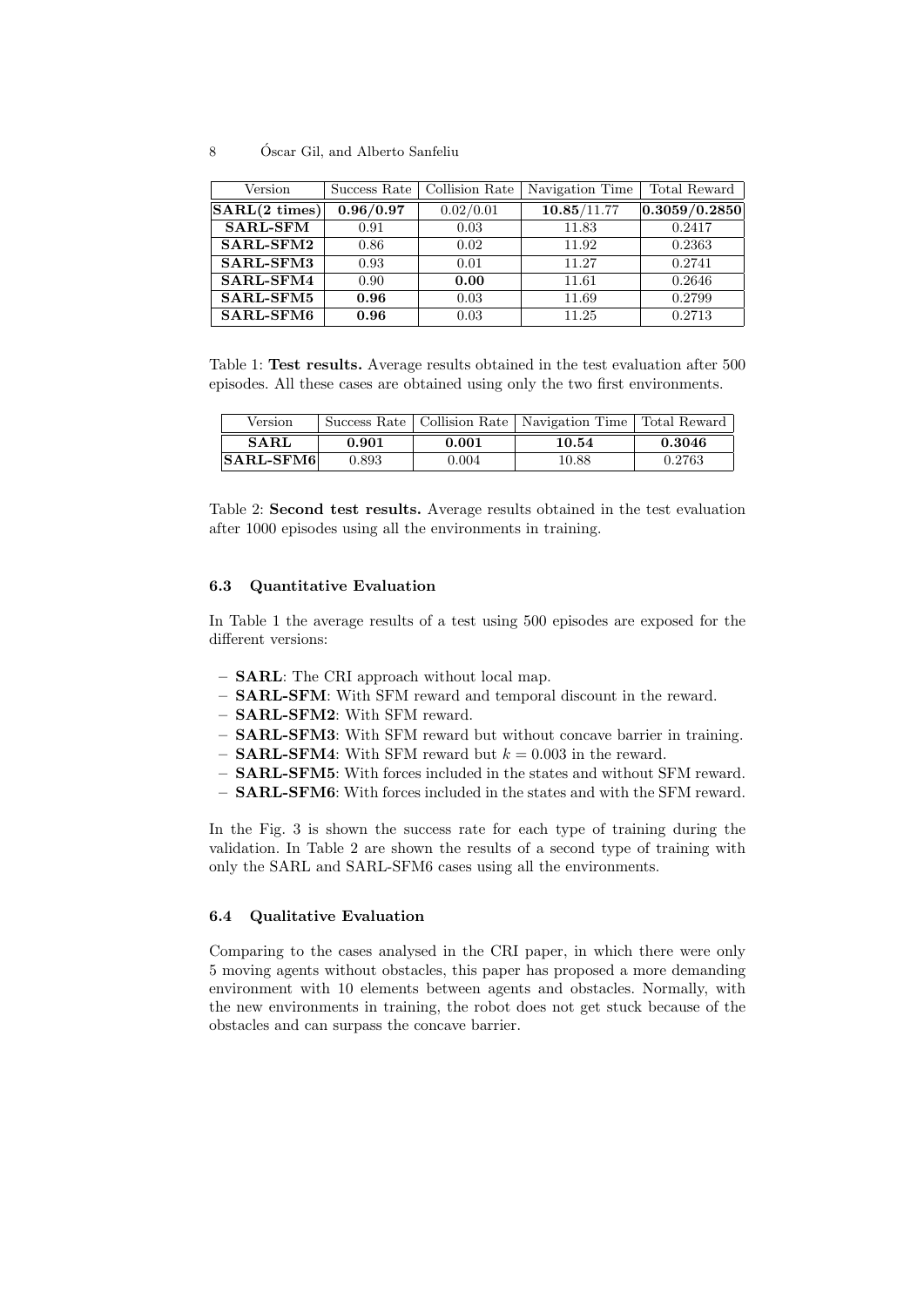| Version | Success Rate | Collision Rate | Navigation Time | Total Reward |
|---|---|---|---|---|
| **SARL(2 times)** | **0.96/0.97** | 0.02/0.01 | **10.85**/11.77 | **0.3059/0.2850** |
| **SARL-SFM** | 0.91 | 0.03 | 11.83 | 0.2417 |
| **SARL-SFM2** | 0.86 | 0.02 | 11.92 | 0.2363 |
| **SARL-SFM3** | 0.93 | 0.01 | 11.27 | 0.2741 |
| **SARL-SFM4** | 0.90 | **0.00** | 11.61 | 0.2646 |
| **SARL-SFM5** | **0.96** | 0.03 | 11.69 | 0.2799 |
| **SARL-SFM6** | **0.96** | 0.03 | 11.25 | 0.2713 |

Table 1: **Test results.** Average results obtained in the test evaluation after 500 episodes. All these cases are obtained using only the two first environments.

| Version | Success Rate | Collision Rate | Navigation Time | Total Reward |
|---|---|---|---|---|
| **SARL** | **0.901** | **0.001** | **10.54** | **0.3046** |
| **SARL-SFM6** | 0.893 | 0.004 | 10.88 | 0.2763 |

Table 2: **Second test results.** Average results obtained in the test evaluation after 1000 episodes using all the environments in training.

### 6.3 Quantitative Evaluation

In Table 1 the average results of a test using 500 episodes are exposed for the different versions:

- **SARL**: The CRI approach without local map.
- **SARL-SFM**: With SFM reward and temporal discount in the reward.
- **SARL-SFM2**: With SFM reward.
- **SARL-SFM3**: With SFM reward but without concave barrier in training.
- **SARL-SFM4**: With SFM reward but $k = 0.003$ in the reward.
- **SARL-SFM5**: With forces included in the states and without SFM reward.
- **SARL-SFM6**: With forces included in the states and with the SFM reward.

In the Fig. 3 is shown the success rate for each type of training during the validation. In Table 2 are shown the results of a second type of training with only the SARL and SARL-SFM6 cases using all the environments.

### 6.4 Qualitative Evaluation

Comparing to the cases analysed in the CRI paper, in which there were only 5 moving agents without obstacles, this paper has proposed a more demanding environment with 10 elements between agents and obstacles. Normally, with the new environments in training, the robot does not get stuck because of the obstacles and can surpass the concave barrier.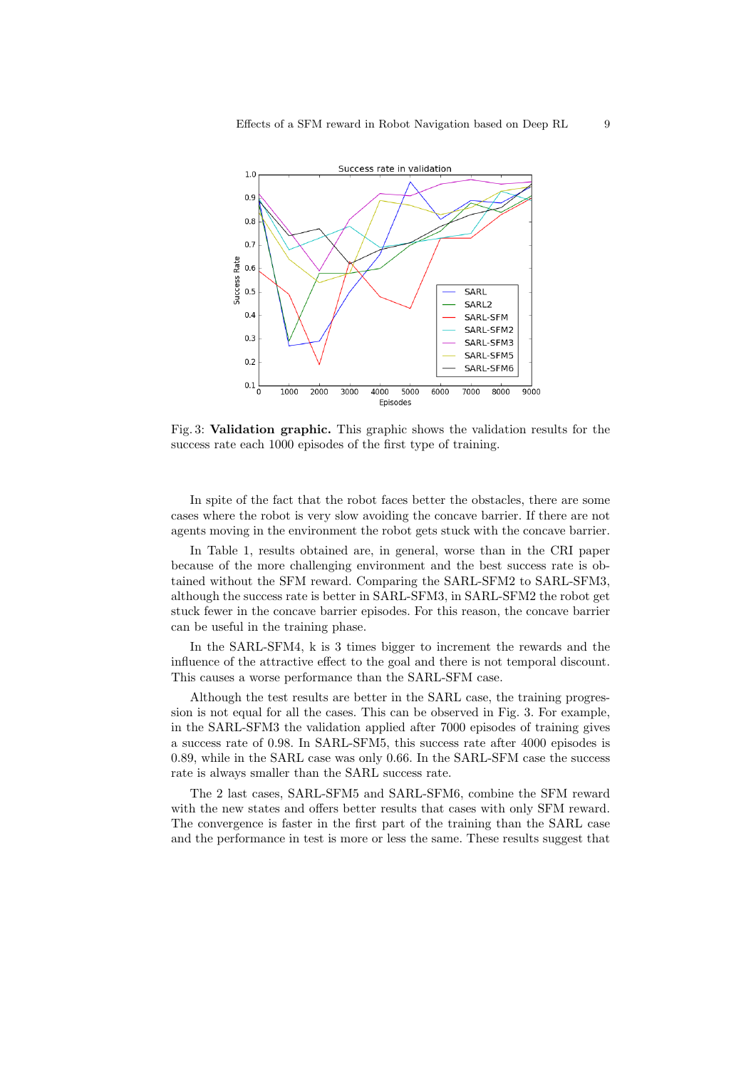Fig. 3: **Validation graphic.** This graphic shows the validation results for the success rate each 1000 episodes of the first type of training.

In spite of the fact that the robot faces better the obstacles, there are some cases where the robot is very slow avoiding the concave barrier. If there are not agents moving in the environment the robot gets stuck with the concave barrier.

In Table 1, results obtained are, in general, worse than in the CRI paper because of the more challenging environment and the best success rate is obtained without the SFM reward. Comparing the SARL-SFM2 to SARL-SFM3, although the success rate is better in SARL-SFM3, in SARL-SFM2 the robot get stuck fewer in the concave barrier episodes. For this reason, the concave barrier can be useful in the training phase.

In the SARL-SFM4, k is 3 times bigger to increment the rewards and the influence of the attractive effect to the goal and there is not temporal discount. This causes a worse performance than the SARL-SFM case.

Although the test results are better in the SARL case, the training progression is not equal for all the cases. This can be observed in Fig. 3. For example, in the SARL-SFM3 the validation applied after 7000 episodes of training gives a success rate of 0.98. In SARL-SFM5, this success rate after 4000 episodes is 0.89, while in the SARL case was only 0.66. In the SARL-SFM case the success rate is always smaller than the SARL success rate.

The 2 last cases, SARL-SFM5 and SARL-SFM6, combine the SFM reward with the new states and offers better results that cases with only SFM reward. The convergence is faster in the first part of the training than the SARL case and the performance in test is more or less the same. These results suggest that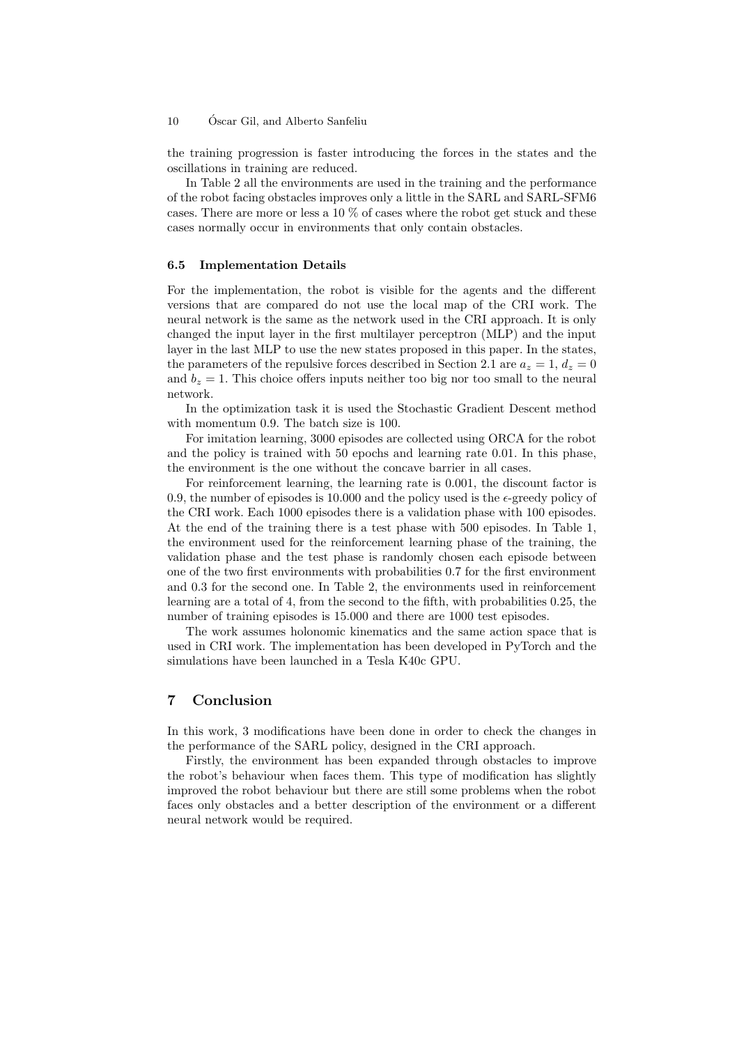the training progression is faster introducing the forces in the states and the oscillations in training are reduced.

In Table 2 all the environments are used in the training and the performance of the robot facing obstacles improves only a little in the SARL and SARL-SFM6 cases. There are more or less a 10 % of cases where the robot get stuck and these cases normally occur in environments that only contain obstacles.

### 6.5 Implementation Details

For the implementation, the robot is visible for the agents and the different versions that are compared do not use the local map of the CRI work. The neural network is the same as the network used in the CRI approach. It is only changed the input layer in the first multilayer perceptron (MLP) and the input layer in the last MLP to use the new states proposed in this paper. In the states, the parameters of the repulsive forces described in Section 2.1 are $a_z = 1$, $d_z = 0$ and $b_z = 1$. This choice offers inputs neither too big nor too small to the neural network.

In the optimization task it is used the Stochastic Gradient Descent method with momentum 0.9. The batch size is 100.

For imitation learning, 3000 episodes are collected using ORCA for the robot and the policy is trained with 50 epochs and learning rate 0.01. In this phase, the environment is the one without the concave barrier in all cases.

For reinforcement learning, the learning rate is 0.001, the discount factor is 0.9, the number of episodes is 10.000 and the policy used is the $\epsilon$-greedy policy of the CRI work. Each 1000 episodes there is a validation phase with 100 episodes. At the end of the training there is a test phase with 500 episodes. In Table 1, the environment used for the reinforcement learning phase of the training, the validation phase and the test phase is randomly chosen each episode between one of the two first environments with probabilities 0.7 for the first environment and 0.3 for the second one. In Table 2, the environments used in reinforcement learning are a total of 4, from the second to the fifth, with probabilities 0.25, the number of training episodes is 15.000 and there are 1000 test episodes.

The work assumes holonomic kinematics and the same action space that is used in CRI work. The implementation has been developed in PyTorch and the simulations have been launched in a Tesla K40c GPU.

## 7 Conclusion

In this work, 3 modifications have been done in order to check the changes in the performance of the SARL policy, designed in the CRI approach.

Firstly, the environment has been expanded through obstacles to improve the robot's behaviour when faces them. This type of modification has slightly improved the robot behaviour but there are still some problems when the robot faces only obstacles and a better description of the environment or a different neural network would be required.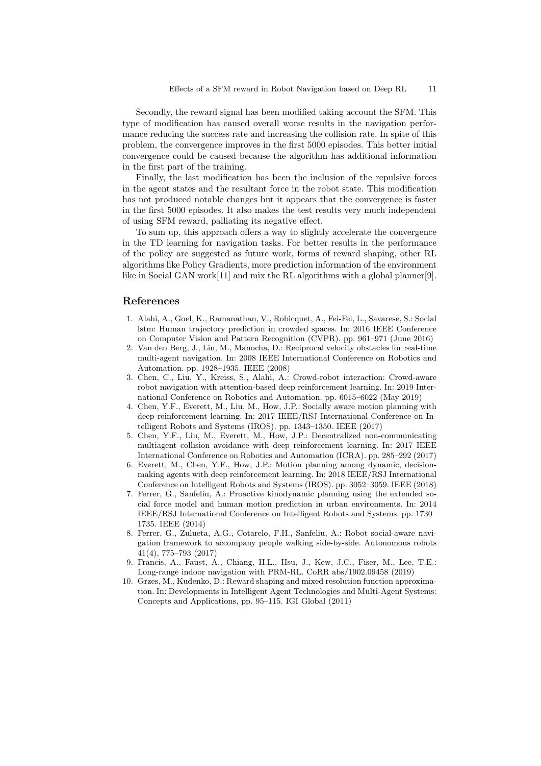Secondly, the reward signal has been modified taking account the SFM. This type of modification has caused overall worse results in the navigation performance reducing the success rate and increasing the collision rate. In spite of this problem, the convergence improves in the first 5000 episodes. This better initial convergence could be caused because the algorithm has additional information in the first part of the training.

Finally, the last modification has been the inclusion of the repulsive forces in the agent states and the resultant force in the robot state. This modification has not produced notable changes but it appears that the convergence is faster in the first 5000 episodes. It also makes the test results very much independent of using SFM reward, palliating its negative effect.

To sum up, this approach offers a way to slightly accelerate the convergence in the TD learning for navigation tasks. For better results in the performance of the policy are suggested as future work, forms of reward shaping, other RL algorithms like Policy Gradients, more prediction information of the environment like in Social GAN work[11] and mix the RL algorithms with a global planner[9].

## References

1. Alahi, A., Goel, K., Ramanathan, V., Robicquet, A., Fei-Fei, L., Savarese, S.: Social lstm: Human trajectory prediction in crowded spaces. In: 2016 IEEE Conference on Computer Vision and Pattern Recognition (CVPR). pp. 961–971 (June 2016)
2. Van den Berg, J., Lin, M., Manocha, D.: Reciprocal velocity obstacles for real-time multi-agent navigation. In: 2008 IEEE International Conference on Robotics and Automation. pp. 1928–1935. IEEE (2008)
3. Chen, C., Liu, Y., Kreiss, S., Alahi, A.: Crowd-robot interaction: Crowd-aware robot navigation with attention-based deep reinforcement learning. In: 2019 International Conference on Robotics and Automation. pp. 6015–6022 (May 2019)
4. Chen, Y.F., Everett, M., Liu, M., How, J.P.: Socially aware motion planning with deep reinforcement learning. In: 2017 IEEE/RSJ International Conference on Intelligent Robots and Systems (IROS). pp. 1343–1350. IEEE (2017)
5. Chen, Y.F., Liu, M., Everett, M., How, J.P.: Decentralized non-communicating multiagent collision avoidance with deep reinforcement learning. In: 2017 IEEE International Conference on Robotics and Automation (ICRA). pp. 285–292 (2017)
6. Everett, M., Chen, Y.F., How, J.P.: Motion planning among dynamic, decision-making agents with deep reinforcement learning. In: 2018 IEEE/RSJ International Conference on Intelligent Robots and Systems (IROS). pp. 3052–3059. IEEE (2018)
7. Ferrer, G., Sanfeliu, A.: Proactive kinodynamic planning using the extended social force model and human motion prediction in urban environments. In: 2014 IEEE/RSJ International Conference on Intelligent Robots and Systems. pp. 1730–1735. IEEE (2014)
8. Ferrer, G., Zulueta, A.G., Cotarelo, F.H., Sanfeliu, A.: Robot social-aware navigation framework to accompany people walking side-by-side. Autonomous robots 41(4), 775–793 (2017)
9. Francis, A., Faust, A., Chiang, H.L., Hsu, J., Kew, J.C., Fiser, M., Lee, T.E.: Long-range indoor navigation with PRM-RL. CoRR abs/1902.09458 (2019)
10. Grzes, M., Kudenko, D.: Reward shaping and mixed resolution function approximation. In: Developments in Intelligent Agent Technologies and Multi-Agent Systems: Concepts and Applications, pp. 95–115. IGI Global (2011)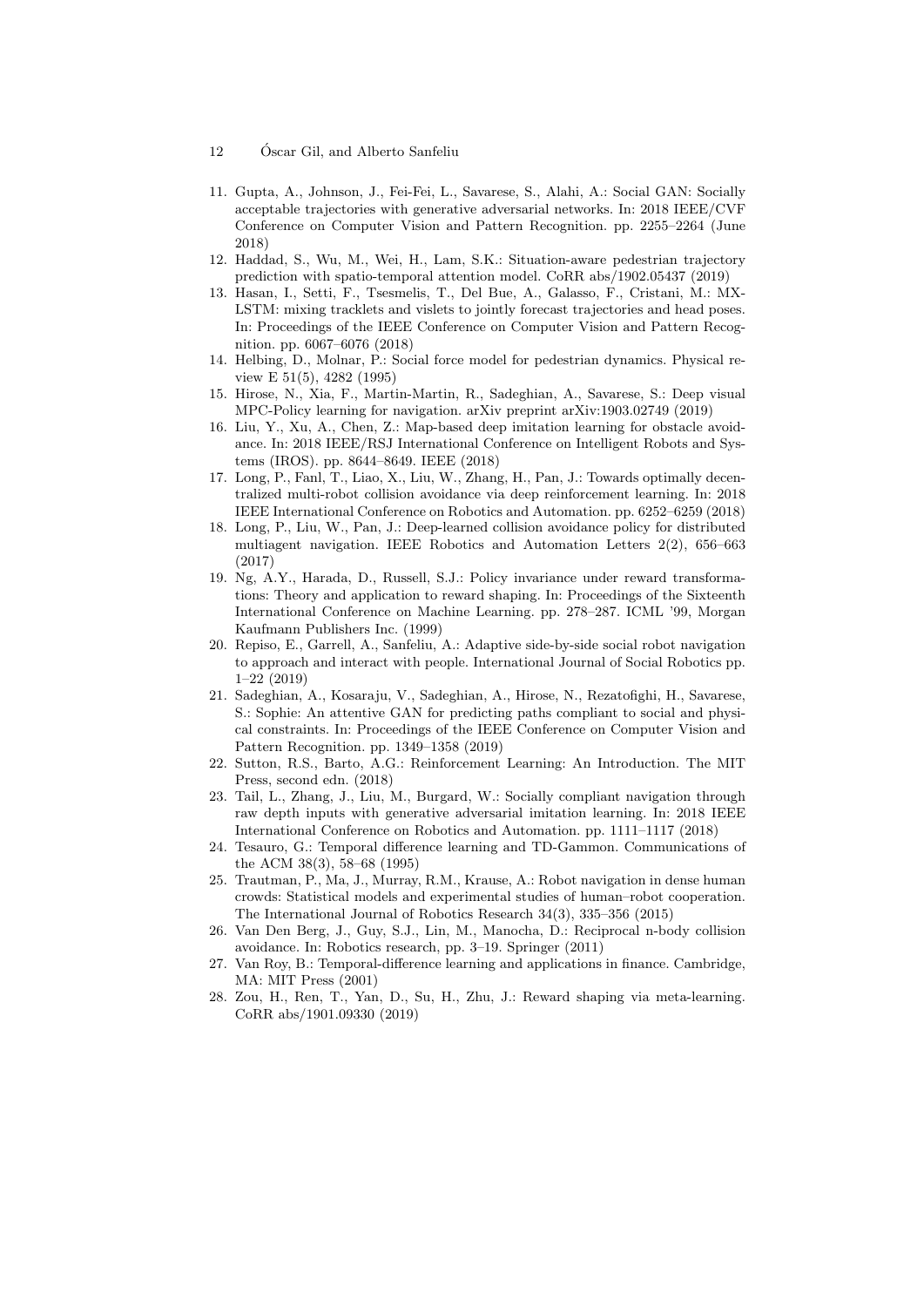11. Gupta, A., Johnson, J., Fei-Fei, L., Savarese, S., Alahi, A.: Social GAN: Socially acceptable trajectories with generative adversarial networks. In: 2018 IEEE/CVF Conference on Computer Vision and Pattern Recognition. pp. 2255–2264 (June 2018)
12. Haddad, S., Wu, M., Wei, H., Lam, S.K.: Situation-aware pedestrian trajectory prediction with spatio-temporal attention model. CoRR abs/1902.05437 (2019)
13. Hasan, I., Setti, F., Tsesmelis, T., Del Bue, A., Galasso, F., Cristani, M.: MX-LSTM: mixing tracklets and vislets to jointly forecast trajectories and head poses. In: Proceedings of the IEEE Conference on Computer Vision and Pattern Recognition. pp. 6067–6076 (2018)
14. Helbing, D., Molnar, P.: Social force model for pedestrian dynamics. Physical review E 51(5), 4282 (1995)
15. Hirose, N., Xia, F., Martin-Martin, R., Sadeghian, A., Savarese, S.: Deep visual MPC-Policy learning for navigation. arXiv preprint arXiv:1903.02749 (2019)
16. Liu, Y., Xu, A., Chen, Z.: Map-based deep imitation learning for obstacle avoidance. In: 2018 IEEE/RSJ International Conference on Intelligent Robots and Systems (IROS). pp. 8644–8649. IEEE (2018)
17. Long, P., Fanl, T., Liao, X., Liu, W., Zhang, H., Pan, J.: Towards optimally decentralized multi-robot collision avoidance via deep reinforcement learning. In: 2018 IEEE International Conference on Robotics and Automation. pp. 6252–6259 (2018)
18. Long, P., Liu, W., Pan, J.: Deep-learned collision avoidance policy for distributed multiagent navigation. IEEE Robotics and Automation Letters 2(2), 656–663 (2017)
19. Ng, A.Y., Harada, D., Russell, S.J.: Policy invariance under reward transformations: Theory and application to reward shaping. In: Proceedings of the Sixteenth International Conference on Machine Learning. pp. 278–287. ICML '99, Morgan Kaufmann Publishers Inc. (1999)
20. Repiso, E., Garrell, A., Sanfeliu, A.: Adaptive side-by-side social robot navigation to approach and interact with people. International Journal of Social Robotics pp. 1–22 (2019)
21. Sadeghian, A., Kosaraju, V., Sadeghian, A., Hirose, N., Rezatofighi, H., Savarese, S.: Sophie: An attentive GAN for predicting paths compliant to social and physical constraints. In: Proceedings of the IEEE Conference on Computer Vision and Pattern Recognition. pp. 1349–1358 (2019)
22. Sutton, R.S., Barto, A.G.: Reinforcement Learning: An Introduction. The MIT Press, second edn. (2018)
23. Tail, L., Zhang, J., Liu, M., Burgard, W.: Socially compliant navigation through raw depth inputs with generative adversarial imitation learning. In: 2018 IEEE International Conference on Robotics and Automation. pp. 1111–1117 (2018)
24. Tesauro, G.: Temporal difference learning and TD-Gammon. Communications of the ACM 38(3), 58–68 (1995)
25. Trautman, P., Ma, J., Murray, R.M., Krause, A.: Robot navigation in dense human crowds: Statistical models and experimental studies of human–robot cooperation. The International Journal of Robotics Research 34(3), 335–356 (2015)
26. Van Den Berg, J., Guy, S.J., Lin, M., Manocha, D.: Reciprocal n-body collision avoidance. In: Robotics research, pp. 3–19. Springer (2011)
27. Van Roy, B.: Temporal-difference learning and applications in finance. Cambridge, MA: MIT Press (2001)
28. Zou, H., Ren, T., Yan, D., Su, H., Zhu, J.: Reward shaping via meta-learning. CoRR abs/1901.09330 (2019)